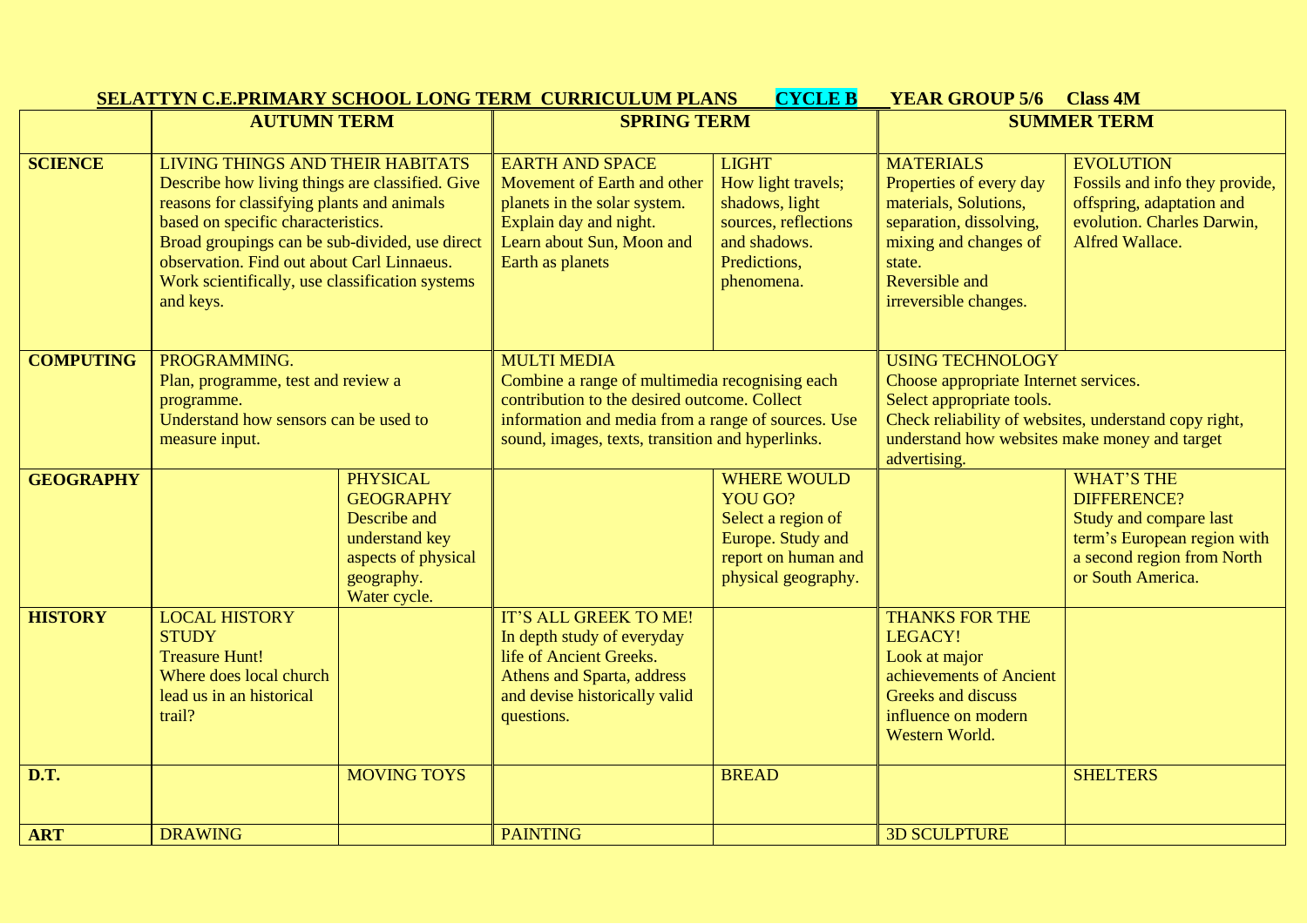**SELATTYN C.E.PRIMARY SCHOOL LONG TERM CURRICULUM PLANS CYCLE B YEAR GROUP 5/6 Class 4M**

| | AUTUMN TERM | | SPRING TERM | | SUMMER TERM | |
|---|---|---|---|---|---|---|
| **SCIENCE** | LIVING THINGS AND THEIR HABITATS<br>Describe how living things are classified. Give reasons for classifying plants and animals based on specific characteristics.<br>Broad groupings can be sub-divided, use direct observation. Find out about Carl Linnaeus.<br>Work scientifically, use classification systems and keys. | | EARTH AND SPACE<br>Movement of Earth and other planets in the solar system.<br>Explain day and night.<br>Learn about Sun, Moon and Earth as planets | LIGHT<br>How light travels; shadows, light sources, reflections and shadows.<br>Predictions, phenomena. | MATERIALS<br>Properties of every day materials, Solutions, separation, dissolving, mixing and changes of state.<br>Reversible and irreversible changes. | EVOLUTION<br>Fossils and info they provide, offspring, adaptation and evolution. Charles Darwin, Alfred Wallace. |
| **COMPUTING** | PROGRAMMING.<br>Plan, programme, test and review a programme.<br>Understand how sensors can be used to measure input. | | MULTI MEDIA<br>Combine a range of multimedia recognising each contribution to the desired outcome. Collect information and media from a range of sources. Use sound, images, texts, transition and hyperlinks. | | USING TECHNOLOGY<br>Choose appropriate Internet services.<br>Select appropriate tools.<br>Check reliability of websites, understand copy right, understand how websites make money and target advertising. | |
| **GEOGRAPHY** | | PHYSICAL GEOGRAPHY<br>Describe and understand key aspects of physical geography.<br>Water cycle. | | WHERE WOULD YOU GO?<br>Select a region of Europe. Study and report on human and physical geography. | | WHAT'S THE DIFFERENCE?<br>Study and compare last term's European region with a second region from North or South America. |
| **HISTORY** | LOCAL HISTORY STUDY<br>Treasure Hunt!<br>Where does local church lead us in an historical trail? | | IT'S ALL GREEK TO ME!<br>In depth study of everyday life of Ancient Greeks.<br>Athens and Sparta, address and devise historically valid questions. | | THANKS FOR THE LEGACY!<br>Look at major achievements of Ancient Greeks and discuss influence on modern Western World. | |
| **D.T.** | | MOVING TOYS | | BREAD | | SHELTERS |
| **ART** | DRAWING | | PAINTING | | 3D SCULPTURE | |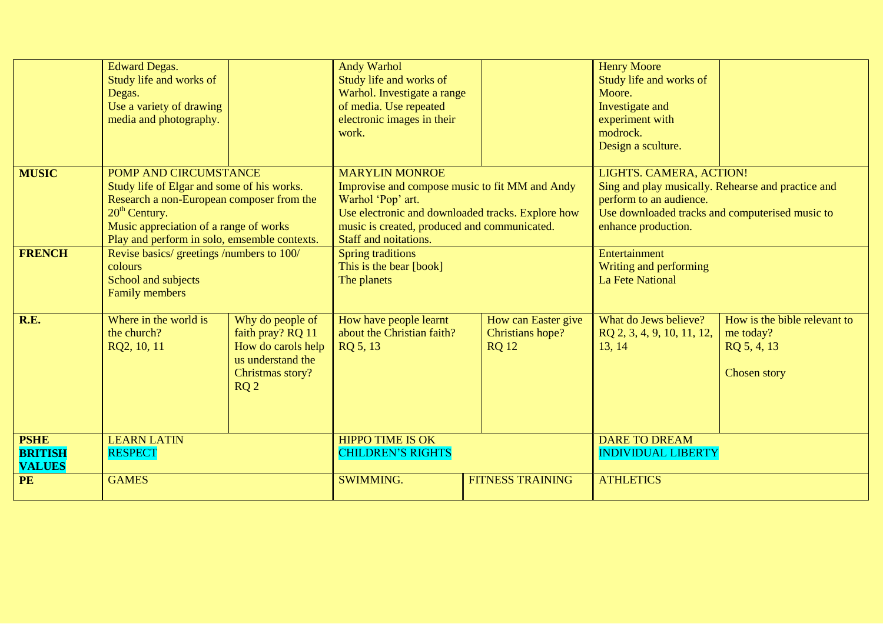| | | | | | | |
|---|---|---|---|---|---|---|
| | Edward Degas.<br>Study life and works of Degas.<br>Use a variety of drawing media and photography. | | Andy Warhol<br>Study life and works of Warhol. Investigate a range of media. Use repeated electronic images in their work. | | Henry Moore<br>Study life and works of Moore.<br>Investigate and experiment with modrock.<br>Design a sculture. | |
| **MUSIC** | POMP AND CIRCUMSTANCE<br>Study life of Elgar and some of his works.<br>Research a non-European composer from the 20th Century.<br>Music appreciation of a range of works<br>Play and perform in solo, emsemble contexts. | | MARYLIN MONROE<br>Improvise and compose music to fit MM and Andy Warhol 'Pop' art.<br>Use electronic and downloaded tracks. Explore how music is created, produced and communicated.<br>Staff and noitations. | | LIGHTS. CAMERA, ACTION!<br>Sing and play musically. Rehearse and practice and perform to an audience.<br>Use downloaded tracks and computerised music to enhance production. | |
| **FRENCH** | Revise basics/ greetings /numbers to 100/ colours<br>School and subjects<br>Family members | | Spring traditions<br>This is the bear [book]<br>The planets | | Entertainment<br>Writing and performing<br>La Fete National | |
| **R.E.** | Where in the world is the church?<br>RQ2, 10, 11 | Why do people of faith pray? RQ 11<br>How do carols help us understand the Christmas story?<br>RQ 2 | How have people learnt about the Christian faith?<br>RQ 5, 13 | How can Easter give Christians hope?<br>RQ 12 | What do Jews believe?<br>RQ 2, 3, 4, 9, 10, 11, 12, 13, 14 | How is the bible relevant to me today?<br>RQ 5, 4, 13<br><br>Chosen story |
| **PSHE**<br>**BRITISH VALUES** | LEARN LATIN<br>RESPECT | | HIPPO TIME IS OK<br>CHILDREN'S RIGHTS | | DARE TO DREAM<br>INDIVIDUAL LIBERTY | |
| **PE** | GAMES | | SWIMMING. | FITNESS TRAINING | ATHLETICS | |